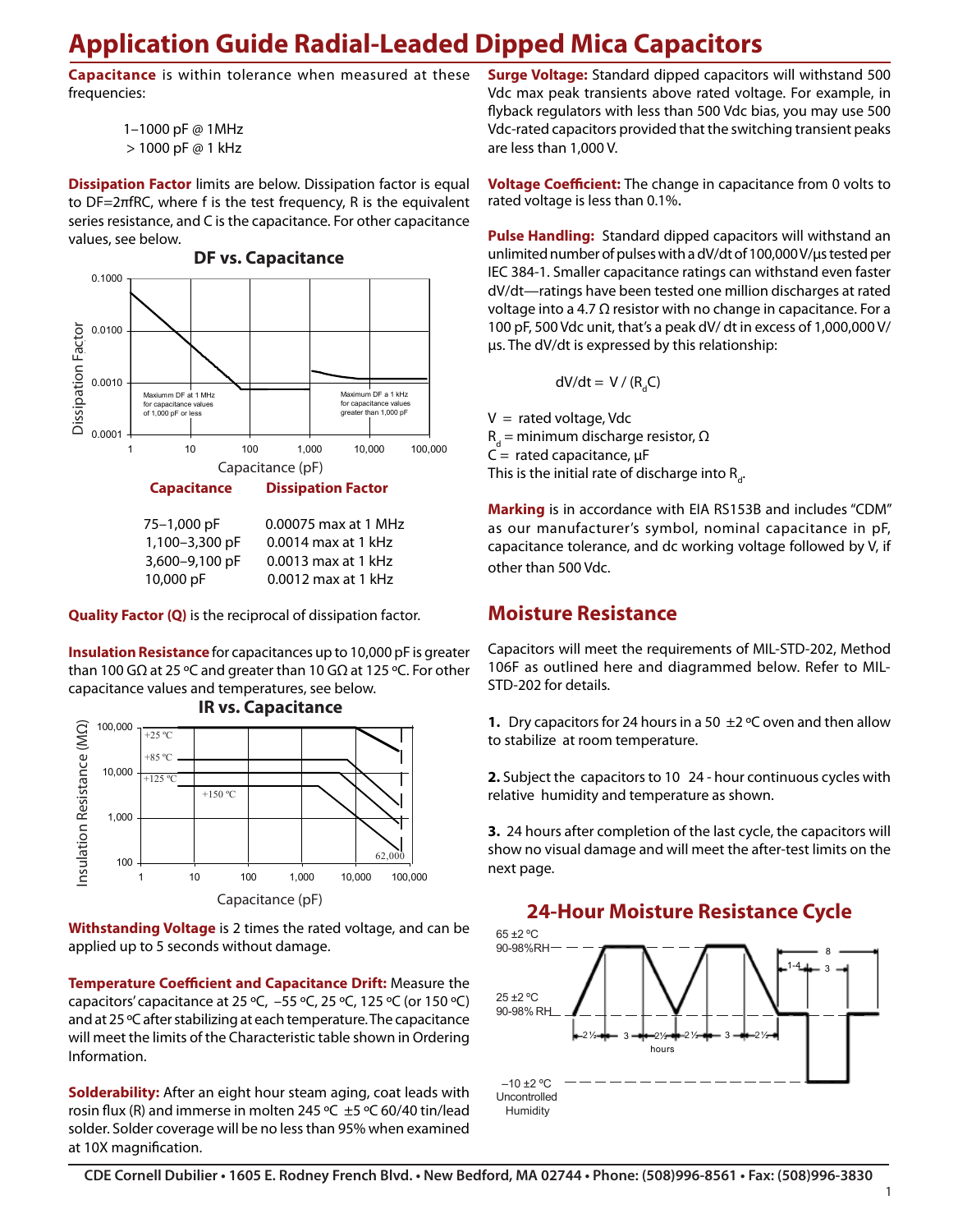# Application Guide Radial-Leaded Dipped Mica Capacitors

**Capacitance** is within tolerance when measured at these frequencies:

1–1000 pF @ 1MHz
> 1000 pF @ 1 kHz

**Dissipation Factor** limits are below. Dissipation factor is equal to DF=2πfRC, where f is the test frequency, R is the equivalent series resistance, and C is the capacitance. For other capacitance values, see below.

**DF vs. Capacitance**

| Capacitance | Dissipation Factor |
|---|---|
| 75–1,000 pF | 0.00075 max at 1 MHz |
| 1,100–3,300 pF | 0.0014 max at 1 kHz |
| 3,600–9,100 pF | 0.0013 max at 1 kHz |
| 10,000 pF | 0.0012 max at 1 kHz |

**Quality Factor (Q)** is the reciprocal of dissipation factor.

**Insulation Resistance** for capacitances up to 10,000 pF is greater than 100 GΩ at 25 ºC and greater than 10 GΩ at 125 ºC. For other capacitance values and temperatures, see below.

**IR vs. Capacitance**

**Withstanding Voltage** is 2 times the rated voltage, and can be applied up to 5 seconds without damage.

**Temperature Coefficient and Capacitance Drift:** Measure the capacitors' capacitance at 25 ºC, –55 ºC, 25 ºC, 125 ºC (or 150 ºC) and at 25 ºC after stabilizing at each temperature. The capacitance will meet the limits of the Characteristic table shown in Ordering Information.

**Solderability:** After an eight hour steam aging, coat leads with rosin flux (R) and immerse in molten 245 ºC ±5 ºC 60/40 tin/lead solder. Solder coverage will be no less than 95% when examined at 10X magnification.

**Surge Voltage:** Standard dipped capacitors will withstand 500 Vdc max peak transients above rated voltage. For example, in flyback regulators with less than 500 Vdc bias, you may use 500 Vdc-rated capacitors provided that the switching transient peaks are less than 1,000 V.

**Voltage Coefficient:** The change in capacitance from 0 volts to rated voltage is less than 0.1%.

**Pulse Handling:** Standard dipped capacitors will withstand an unlimited number of pulses with a dV/dt of 100,000 V/µs tested per IEC 384-1. Smaller capacitance ratings can withstand even faster dV/dt—ratings have been tested one million discharges at rated voltage into a 4.7 Ω resistor with no change in capacitance. For a 100 pF, 500 Vdc unit, that's a peak dV/ dt in excess of 1,000,000 V/µs. The dV/dt is expressed by this relationship:

$$dV/dt = V / (R_d C)$$

V = rated voltage, Vdc
$R_d$ = minimum discharge resistor, Ω
C = rated capacitance, µF
This is the initial rate of discharge into $R_d$.

**Marking** is in accordance with EIA RS153B and includes "CDM" as our manufacturer's symbol, nominal capacitance in pF, capacitance tolerance, and dc working voltage followed by V, if other than 500 Vdc.

## Moisture Resistance

Capacitors will meet the requirements of MIL-STD-202, Method 106F as outlined here and diagrammed below. Refer to MIL-STD-202 for details.

**1.** Dry capacitors for 24 hours in a 50 ±2 ºC oven and then allow to stabilize at room temperature.

**2.** Subject the capacitors to 10 24 - hour continuous cycles with relative humidity and temperature as shown.

**3.** 24 hours after completion of the last cycle, the capacitors will show no visual damage and will meet the after-test limits on the next page.

### 24-Hour Moisture Resistance Cycle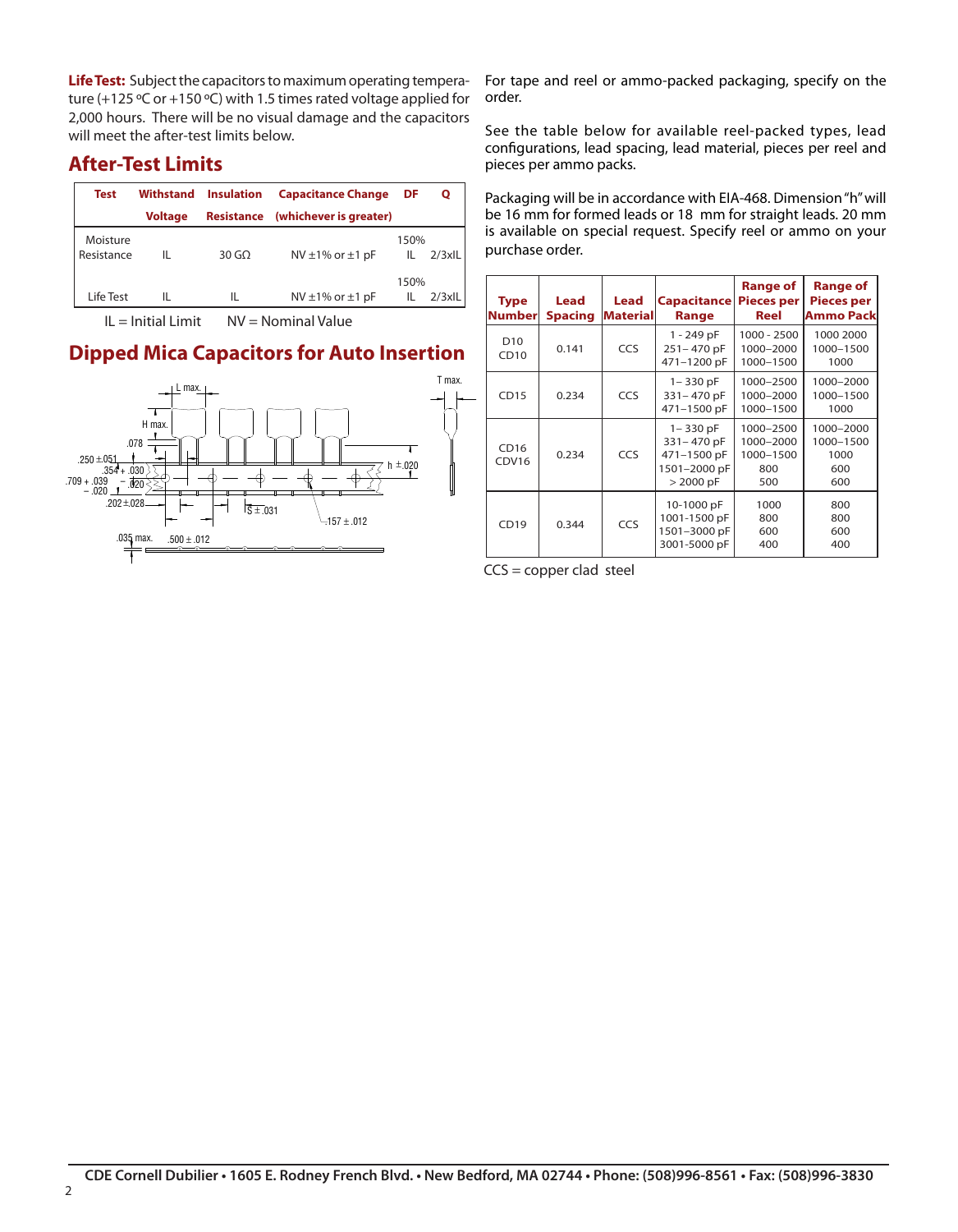**Life Test:** Subject the capacitors to maximum operating temperature (+125 ºC or +150 ºC) with 1.5 times rated voltage applied for 2,000 hours. There will be no visual damage and the capacitors will meet the after-test limits below.

## After-Test Limits

| Test | Withstand Voltage | Insulation Resistance | Capacitance Change (whichever is greater) | DF | Q |
|---|---|---|---|---|---|
| Moisture Resistance | IL | 30 GΩ | NV ±1% or ±1 pF | 150% IL | 2/3xIL |
| Life Test | IL | IL | NV ±1% or ±1 pF | 150% IL | 2/3xIL |

IL = Initial Limit NV = Nominal Value

## Dipped Mica Capacitors for Auto Insertion

L max.
T max.
H max.
.078
.250 ±.051
.354 + .030 − .020
.709 + .039 − .020
h ±.020
.202±.028
S ±.031
.157 ± .012
.035 max.
.500 ± .012

For tape and reel or ammo-packed packaging, specify on the order.

See the table below for available reel-packed types, lead configurations, lead spacing, lead material, pieces per reel and pieces per ammo packs.

Packaging will be in accordance with EIA-468. Dimension "h" will be 16 mm for formed leads or 18 mm for straight leads. 20 mm is available on special request. Specify reel or ammo on your purchase order.

| Type Number | Lead Spacing | Lead Material | Capacitance Range | Range of Pieces per Reel | Range of Pieces per Ammo Pack |
|---|---|---|---|---|---|
| D10 CD10 | 0.141 | CCS | 1 - 249 pF<br>251– 470 pF<br>471–1200 pF | 1000 - 2500<br>1000–2000<br>1000–1500 | 1000 2000<br>1000–1500<br>1000 |
| CD15 | 0.234 | CCS | 1– 330 pF<br>331– 470 pF<br>471–1500 pF | 1000–2500<br>1000–2000<br>1000–1500 | 1000–2000<br>1000–1500<br>1000 |
| CD16 CDV16 | 0.234 | CCS | 1– 330 pF<br>331– 470 pF<br>471–1500 pF<br>1501–2000 pF<br>> 2000 pF | 1000–2500<br>1000–2000<br>1000–1500<br>800<br>500 | 1000–2000<br>1000–1500<br>1000<br>600<br>600 |
| CD19 | 0.344 | CCS | 10-1000 pF<br>1001-1500 pF<br>1501–3000 pF<br>3001-5000 pF | 1000<br>800<br>600<br>400 | 800<br>800<br>600<br>400 |

CCS = copper clad steel

**CDE Cornell Dubilier • 1605 E. Rodney French Blvd. • New Bedford, MA 02744 • Phone: (508)996-8561 • Fax: (508)996-3830**